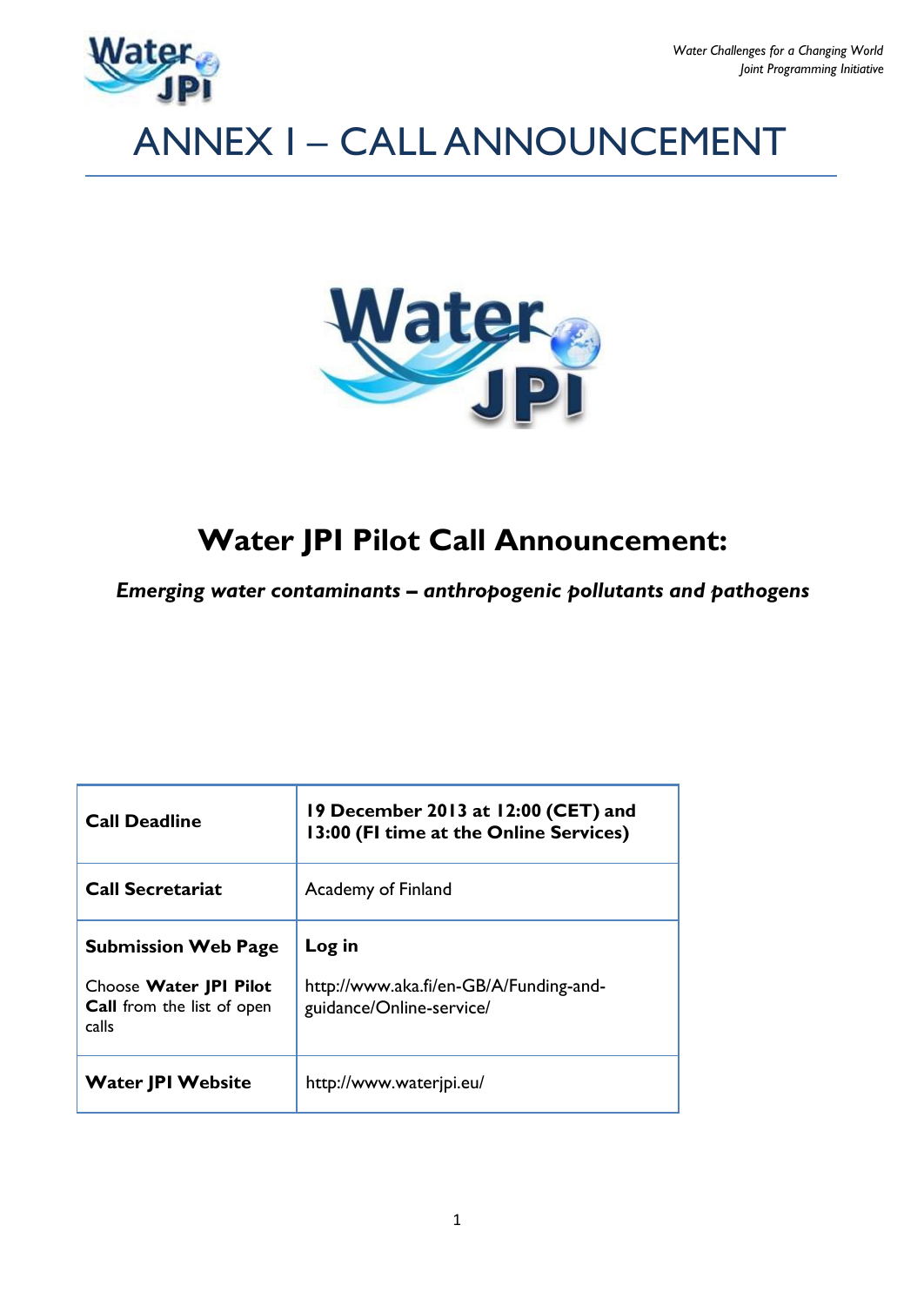# ANNEX I – CALL ANNOUNCEMENT

## Water JPI Pilot Call Announcement:

***Emerging water contaminants – anthropogenic pollutants and pathogens***

| | |
|---|---|
| **Call Deadline** | **19 December 2013 at 12:00 (CET) and 13:00 (FI time at the Online Services)** |
| **Call Secretariat** | Academy of Finland |
| **Submission Web Page**<br><br>Choose **Water JPI Pilot Call** from the list of open calls | **Log in**<br><br>http://www.aka.fi/en-GB/A/Funding-and-guidance/Online-service/ |
| **Water JPI Website** | http://www.waterjpi.eu/ |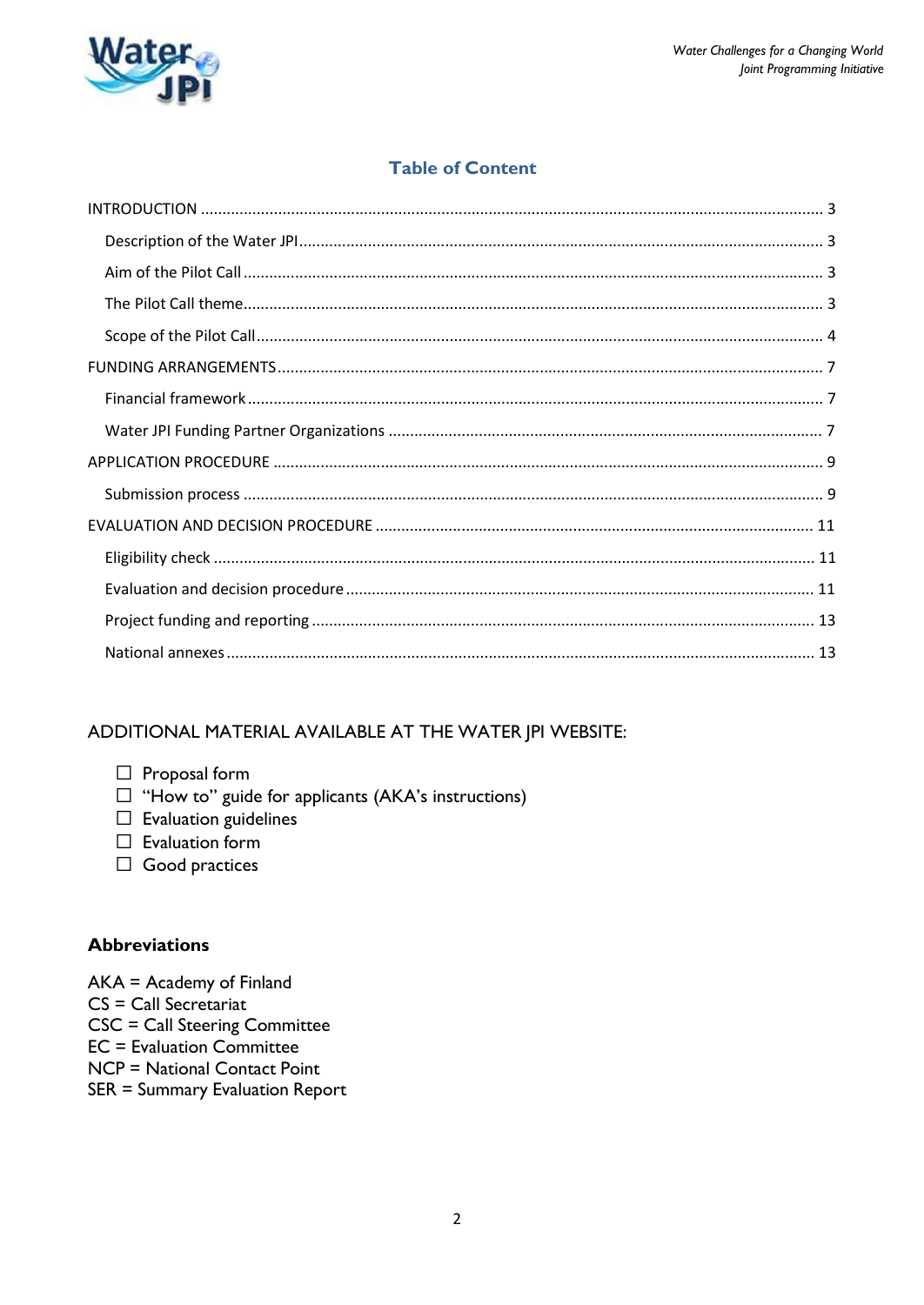## Table of Content

INTRODUCTION ........ 3

- Description of the Water JPI ........ 3
- Aim of the Pilot Call ........ 3
- The Pilot Call theme ........ 3
- Scope of the Pilot Call ........ 4

FUNDING ARRANGEMENTS ........ 7

- Financial framework ........ 7
- Water JPI Funding Partner Organizations ........ 7

APPLICATION PROCEDURE ........ 9

- Submission process ........ 9

EVALUATION AND DECISION PROCEDURE ........ 11

- Eligibility check ........ 11
- Evaluation and decision procedure ........ 11
- Project funding and reporting ........ 13
- National annexes ........ 13

### ADDITIONAL MATERIAL AVAILABLE AT THE WATER JPI WEBSITE:

- ☐ Proposal form
- ☐ "How to" guide for applicants (AKA's instructions)
- ☐ Evaluation guidelines
- ☐ Evaluation form
- ☐ Good practices

### Abbreviations

AKA = Academy of Finland
CS = Call Secretariat
CSC = Call Steering Committee
EC = Evaluation Committee
NCP = National Contact Point
SER = Summary Evaluation Report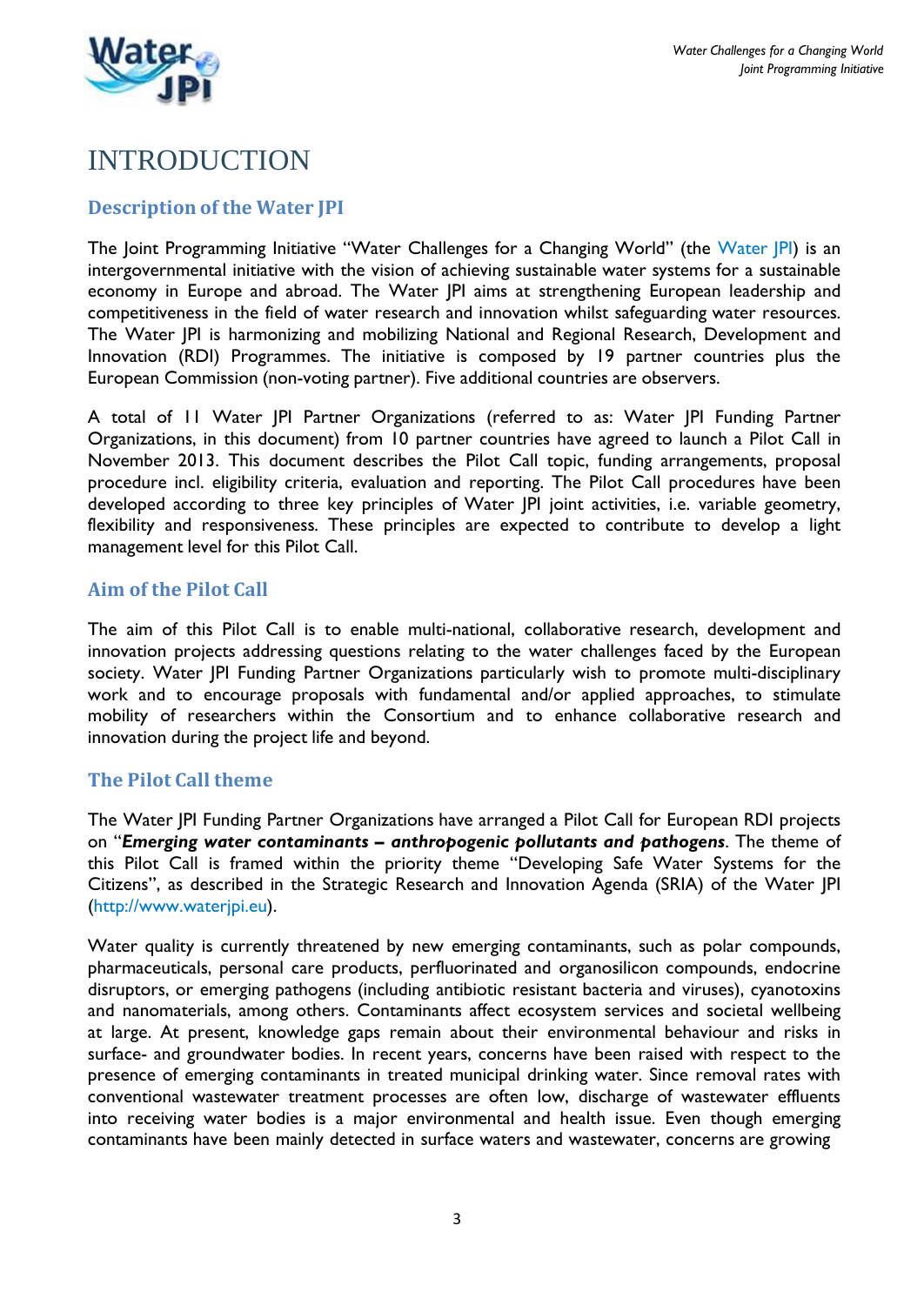# INTRODUCTION

## Description of the Water JPI

The Joint Programming Initiative "Water Challenges for a Changing World" (the Water JPI) is an intergovernmental initiative with the vision of achieving sustainable water systems for a sustainable economy in Europe and abroad. The Water JPI aims at strengthening European leadership and competitiveness in the field of water research and innovation whilst safeguarding water resources. The Water JPI is harmonizing and mobilizing National and Regional Research, Development and Innovation (RDI) Programmes. The initiative is composed by 19 partner countries plus the European Commission (non-voting partner). Five additional countries are observers.

A total of 11 Water JPI Partner Organizations (referred to as: Water JPI Funding Partner Organizations, in this document) from 10 partner countries have agreed to launch a Pilot Call in November 2013. This document describes the Pilot Call topic, funding arrangements, proposal procedure incl. eligibility criteria, evaluation and reporting. The Pilot Call procedures have been developed according to three key principles of Water JPI joint activities, i.e. variable geometry, flexibility and responsiveness. These principles are expected to contribute to develop a light management level for this Pilot Call.

## Aim of the Pilot Call

The aim of this Pilot Call is to enable multi-national, collaborative research, development and innovation projects addressing questions relating to the water challenges faced by the European society. Water JPI Funding Partner Organizations particularly wish to promote multi-disciplinary work and to encourage proposals with fundamental and/or applied approaches, to stimulate mobility of researchers within the Consortium and to enhance collaborative research and innovation during the project life and beyond.

## The Pilot Call theme

The Water JPI Funding Partner Organizations have arranged a Pilot Call for European RDI projects on "***Emerging water contaminants – anthropogenic pollutants and pathogens***. The theme of this Pilot Call is framed within the priority theme "Developing Safe Water Systems for the Citizens", as described in the Strategic Research and Innovation Agenda (SRIA) of the Water JPI (http://www.waterjpi.eu).

Water quality is currently threatened by new emerging contaminants, such as polar compounds, pharmaceuticals, personal care products, perfluorinated and organosilicon compounds, endocrine disruptors, or emerging pathogens (including antibiotic resistant bacteria and viruses), cyanotoxins and nanomaterials, among others. Contaminants affect ecosystem services and societal wellbeing at large. At present, knowledge gaps remain about their environmental behaviour and risks in surface- and groundwater bodies. In recent years, concerns have been raised with respect to the presence of emerging contaminants in treated municipal drinking water. Since removal rates with conventional wastewater treatment processes are often low, discharge of wastewater effluents into receiving water bodies is a major environmental and health issue. Even though emerging contaminants have been mainly detected in surface waters and wastewater, concerns are growing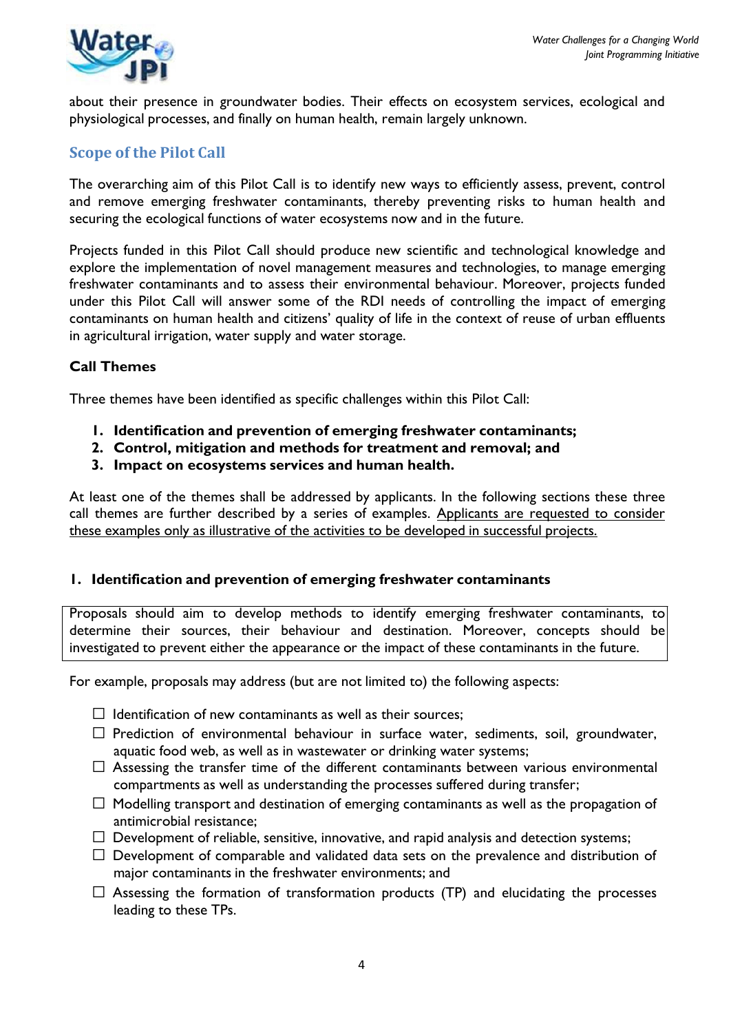about their presence in groundwater bodies. Their effects on ecosystem services, ecological and physiological processes, and finally on human health, remain largely unknown.

## Scope of the Pilot Call

The overarching aim of this Pilot Call is to identify new ways to efficiently assess, prevent, control and remove emerging freshwater contaminants, thereby preventing risks to human health and securing the ecological functions of water ecosystems now and in the future.

Projects funded in this Pilot Call should produce new scientific and technological knowledge and explore the implementation of novel management measures and technologies, to manage emerging freshwater contaminants and to assess their environmental behaviour. Moreover, projects funded under this Pilot Call will answer some of the RDI needs of controlling the impact of emerging contaminants on human health and citizens' quality of life in the context of reuse of urban effluents in agricultural irrigation, water supply and water storage.

### Call Themes

Three themes have been identified as specific challenges within this Pilot Call:

1. **Identification and prevention of emerging freshwater contaminants;**
2. **Control, mitigation and methods for treatment and removal; and**
3. **Impact on ecosystems services and human health.**

At least one of the themes shall be addressed by applicants. In the following sections these three call themes are further described by a series of examples. Applicants are requested to consider these examples only as illustrative of the activities to be developed in successful projects.

### 1. Identification and prevention of emerging freshwater contaminants

Proposals should aim to develop methods to identify emerging freshwater contaminants, to determine their sources, their behaviour and destination. Moreover, concepts should be investigated to prevent either the appearance or the impact of these contaminants in the future.

For example, proposals may address (but are not limited to) the following aspects:

- ☐ Identification of new contaminants as well as their sources;
- ☐ Prediction of environmental behaviour in surface water, sediments, soil, groundwater, aquatic food web, as well as in wastewater or drinking water systems;
- ☐ Assessing the transfer time of the different contaminants between various environmental compartments as well as understanding the processes suffered during transfer;
- ☐ Modelling transport and destination of emerging contaminants as well as the propagation of antimicrobial resistance;
- ☐ Development of reliable, sensitive, innovative, and rapid analysis and detection systems;
- ☐ Development of comparable and validated data sets on the prevalence and distribution of major contaminants in the freshwater environments; and
- ☐ Assessing the formation of transformation products (TP) and elucidating the processes leading to these TPs.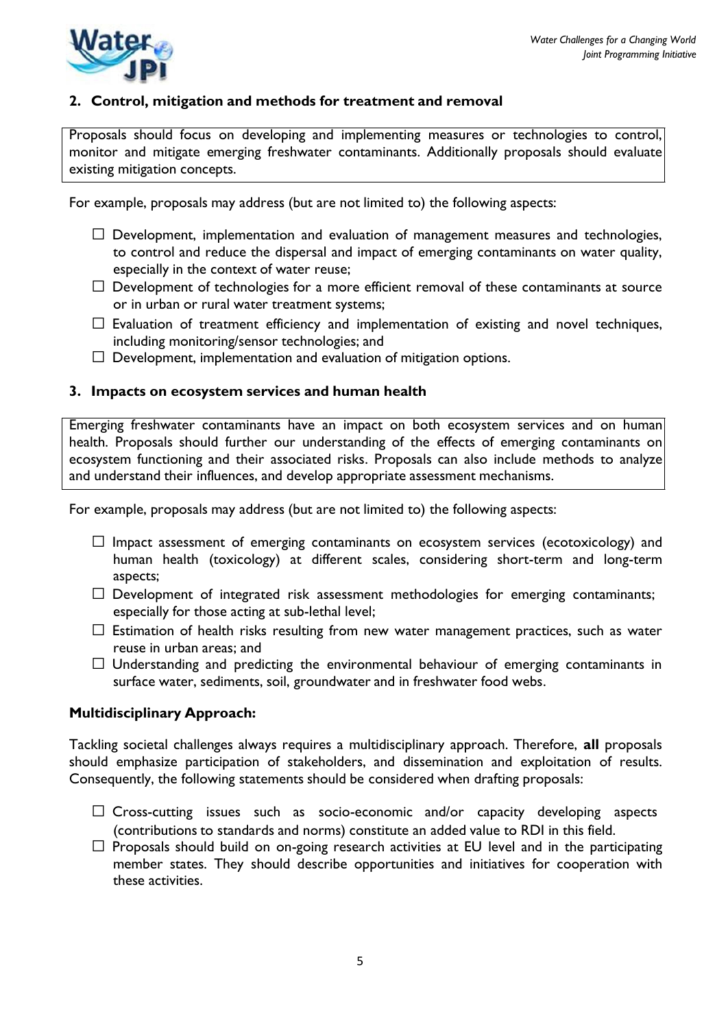## 2. Control, mitigation and methods for treatment and removal

Proposals should focus on developing and implementing measures or technologies to control, monitor and mitigate emerging freshwater contaminants. Additionally proposals should evaluate existing mitigation concepts.

For example, proposals may address (but are not limited to) the following aspects:

- ☐ Development, implementation and evaluation of management measures and technologies, to control and reduce the dispersal and impact of emerging contaminants on water quality, especially in the context of water reuse;
- ☐ Development of technologies for a more efficient removal of these contaminants at source or in urban or rural water treatment systems;
- ☐ Evaluation of treatment efficiency and implementation of existing and novel techniques, including monitoring/sensor technologies; and
- ☐ Development, implementation and evaluation of mitigation options.

## 3. Impacts on ecosystem services and human health

Emerging freshwater contaminants have an impact on both ecosystem services and on human health. Proposals should further our understanding of the effects of emerging contaminants on ecosystem functioning and their associated risks. Proposals can also include methods to analyze and understand their influences, and develop appropriate assessment mechanisms.

For example, proposals may address (but are not limited to) the following aspects:

- ☐ Impact assessment of emerging contaminants on ecosystem services (ecotoxicology) and human health (toxicology) at different scales, considering short-term and long-term aspects;
- ☐ Development of integrated risk assessment methodologies for emerging contaminants; especially for those acting at sub-lethal level;
- ☐ Estimation of health risks resulting from new water management practices, such as water reuse in urban areas; and
- ☐ Understanding and predicting the environmental behaviour of emerging contaminants in surface water, sediments, soil, groundwater and in freshwater food webs.

### Multidisciplinary Approach:

Tackling societal challenges always requires a multidisciplinary approach. Therefore, **all** proposals should emphasize participation of stakeholders, and dissemination and exploitation of results. Consequently, the following statements should be considered when drafting proposals:

- ☐ Cross-cutting issues such as socio-economic and/or capacity developing aspects (contributions to standards and norms) constitute an added value to RDI in this field.
- ☐ Proposals should build on on-going research activities at EU level and in the participating member states. They should describe opportunities and initiatives for cooperation with these activities.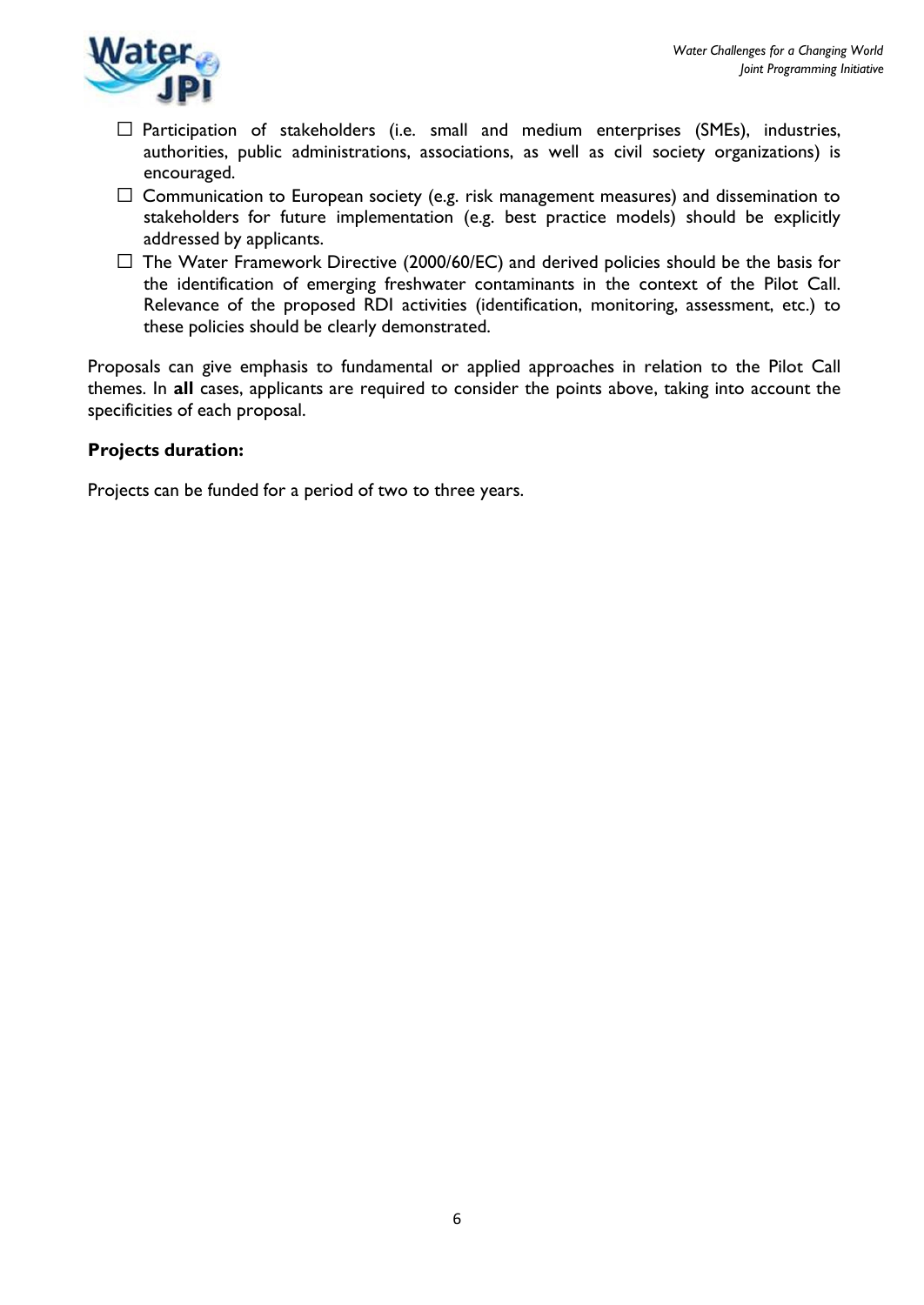- ☐ Participation of stakeholders (i.e. small and medium enterprises (SMEs), industries, authorities, public administrations, associations, as well as civil society organizations) is encouraged.
- ☐ Communication to European society (e.g. risk management measures) and dissemination to stakeholders for future implementation (e.g. best practice models) should be explicitly addressed by applicants.
- ☐ The Water Framework Directive (2000/60/EC) and derived policies should be the basis for the identification of emerging freshwater contaminants in the context of the Pilot Call. Relevance of the proposed RDI activities (identification, monitoring, assessment, etc.) to these policies should be clearly demonstrated.

Proposals can give emphasis to fundamental or applied approaches in relation to the Pilot Call themes. In **all** cases, applicants are required to consider the points above, taking into account the specificities of each proposal.

**Projects duration:**

Projects can be funded for a period of two to three years.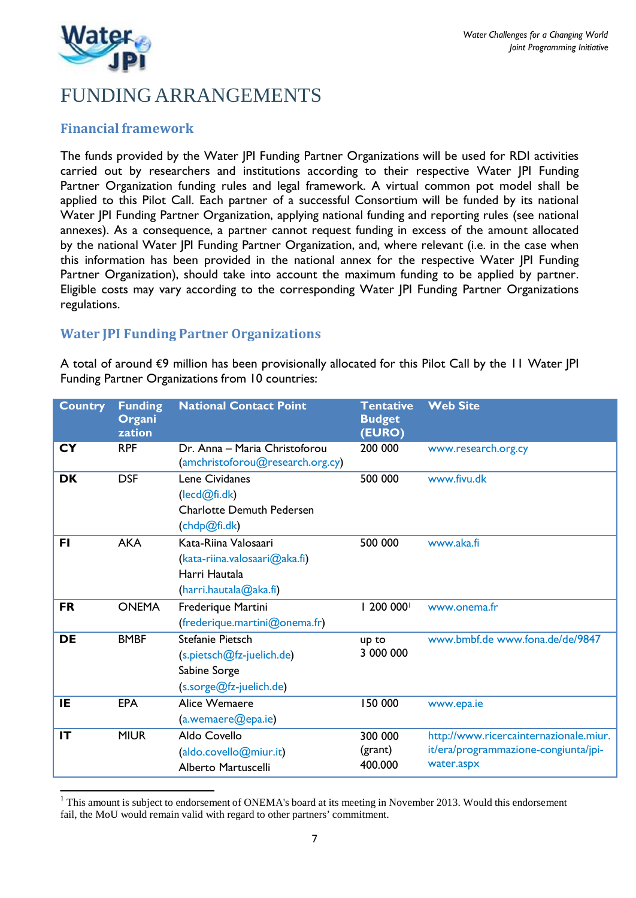// FUNDING ARRANGEMENTS

## Financial framework

The funds provided by the Water JPI Funding Partner Organizations will be used for RDI activities carried out by researchers and institutions according to their respective Water JPI Funding Partner Organization funding rules and legal framework. A virtual common pot model shall be applied to this Pilot Call. Each partner of a successful Consortium will be funded by its national Water JPI Funding Partner Organization, applying national funding and reporting rules (see national annexes). As a consequence, a partner cannot request funding in excess of the amount allocated by the national Water JPI Funding Partner Organization, and, where relevant (i.e. in the case when this information has been provided in the national annex for the respective Water JPI Funding Partner Organization), should take into account the maximum funding to be applied by partner. Eligible costs may vary according to the corresponding Water JPI Funding Partner Organizations regulations.

## Water JPI Funding Partner Organizations

A total of around €9 million has been provisionally allocated for this Pilot Call by the 11 Water JPI Funding Partner Organizations from 10 countries:

| Country | Funding Organization | National Contact Point | Tentative Budget (EURO) | Web Site |
|---|---|---|---|---|
| **CY** | RPF | Dr. Anna – Maria Christoforou (amchristoforou@research.org.cy) | 200 000 | www.research.org.cy |
| **DK** | DSF | Lene Cividanes (lecd@fi.dk) Charlotte Demuth Pedersen (chdp@fi.dk) | 500 000 | www.fivu.dk |
| **FI** | AKA | Kata-Riina Valosaari (kata-riina.valosaari@aka.fi) Harri Hautala (harri.hautala@aka.fi) | 500 000 | www.aka.fi |
| **FR** | ONEMA | Frederique Martini (frederique.martini@onema.fr) | 1 200 000[1] | www.onema.fr |
| **DE** | BMBF | Stefanie Pietsch (s.pietsch@fz-juelich.de) Sabine Sorge (s.sorge@fz-juelich.de) | up to 3 000 000 | www.bmbf.de www.fona.de/de/9847 |
| **IE** | EPA | Alice Wemaere (a.wemaere@epa.ie) | 150 000 | www.epa.ie |
| **IT** | MIUR | Aldo Covello (aldo.covello@miur.it) Alberto Martuscelli | 300 000 (grant) 400.000 | http://www.ricercainternazionale.miur.it/era/programmazione-congiunta/jpi-water.aspx |

[1] This amount is subject to endorsement of ONEMA's board at its meeting in November 2013. Would this endorsement fail, the MoU would remain valid with regard to other partners' commitment.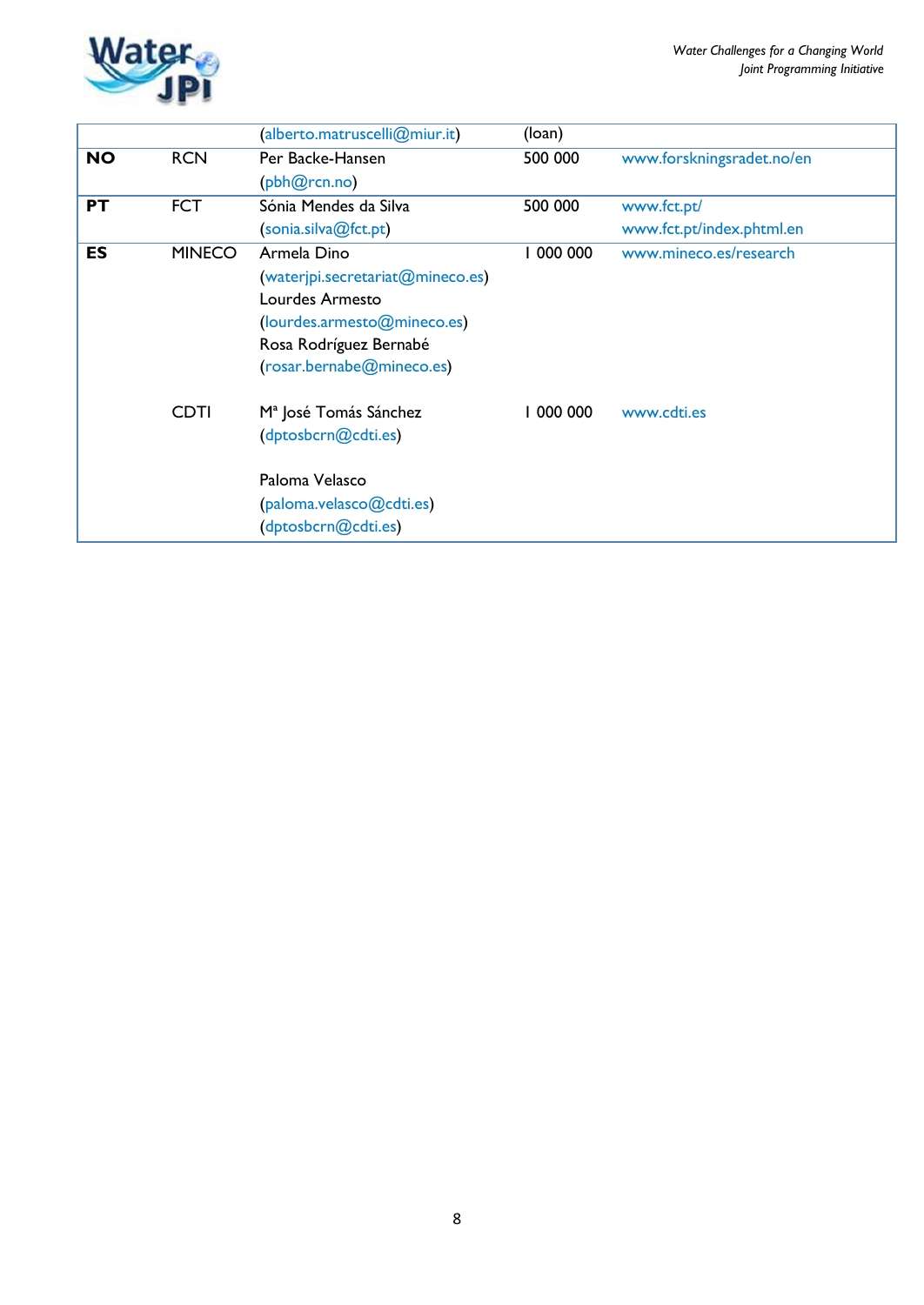| | | | | |
|---|---|---|---|---|
| | | (alberto.matruscelli@miur.it) | (loan) | |
| **NO** | RCN | Per Backe-Hansen (pbh@rcn.no) | 500 000 | www.forskningsradet.no/en |
| **PT** | FCT | Sónia Mendes da Silva (sonia.silva@fct.pt) | 500 000 | www.fct.pt/ www.fct.pt/index.phtml.en |
| **ES** | MINECO | Armela Dino (waterjpi.secretariat@mineco.es) Lourdes Armesto (lourdes.armesto@mineco.es) Rosa Rodríguez Bernabé (rosar.bernabe@mineco.es) | 1 000 000 | www.mineco.es/research |
| | CDTI | Mª José Tomás Sánchez (dptosbcrn@cdti.es) Paloma Velasco (paloma.velasco@cdti.es) (dptosbcrn@cdti.es) | 1 000 000 | www.cdti.es |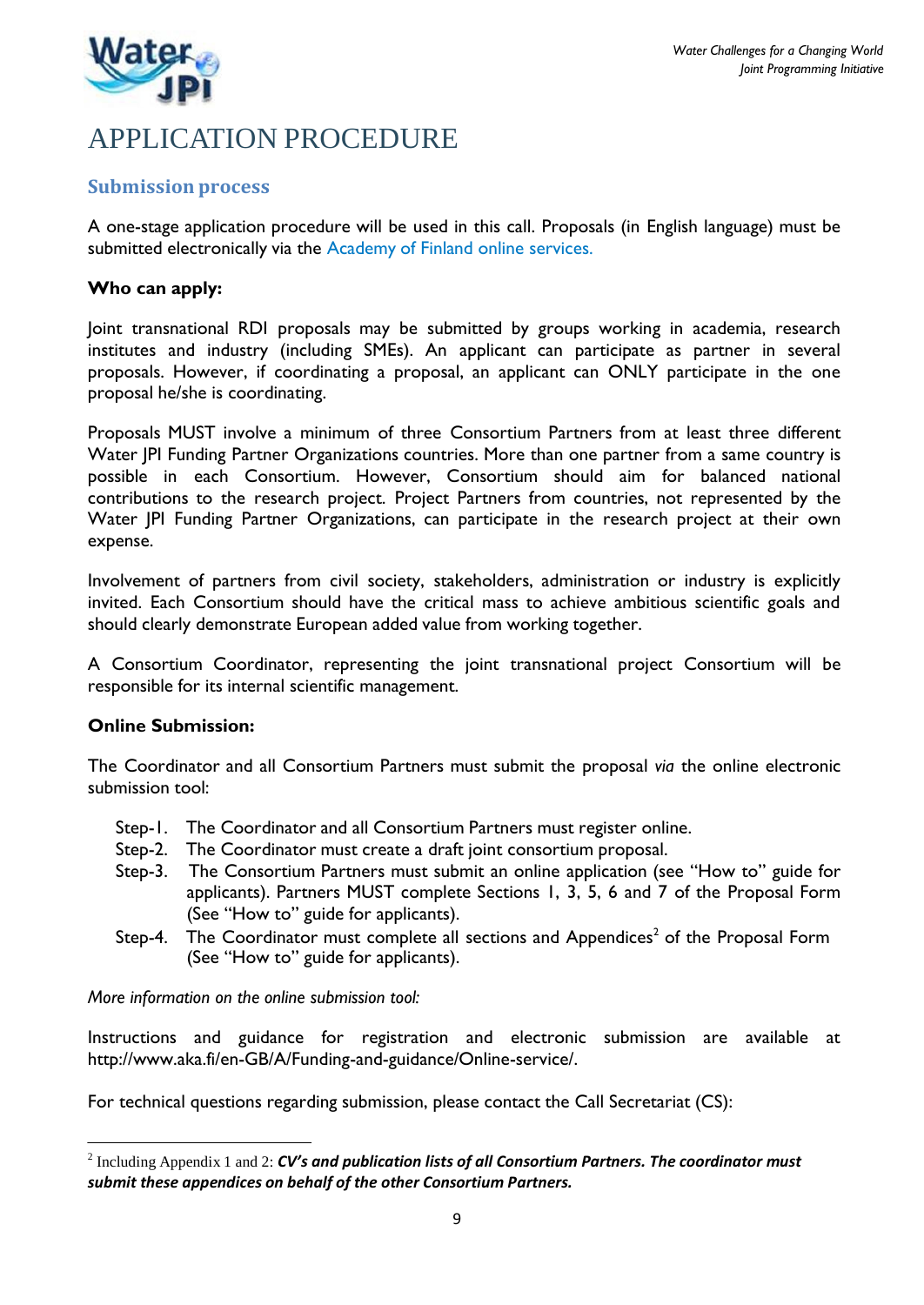# APPLICATION PROCEDURE

## Submission process

A one-stage application procedure will be used in this call. Proposals (in English language) must be submitted electronically via the Academy of Finland online services.

**Who can apply:**

Joint transnational RDI proposals may be submitted by groups working in academia, research institutes and industry (including SMEs). An applicant can participate as partner in several proposals. However, if coordinating a proposal, an applicant can ONLY participate in the one proposal he/she is coordinating.

Proposals MUST involve a minimum of three Consortium Partners from at least three different Water JPI Funding Partner Organizations countries. More than one partner from a same country is possible in each Consortium. However, Consortium should aim for balanced national contributions to the research project. Project Partners from countries, not represented by the Water JPI Funding Partner Organizations, can participate in the research project at their own expense.

Involvement of partners from civil society, stakeholders, administration or industry is explicitly invited. Each Consortium should have the critical mass to achieve ambitious scientific goals and should clearly demonstrate European added value from working together.

A Consortium Coordinator, representing the joint transnational project Consortium will be responsible for its internal scientific management.

**Online Submission:**

The Coordinator and all Consortium Partners must submit the proposal *via* the online electronic submission tool:

- Step-1. The Coordinator and all Consortium Partners must register online.
- Step-2. The Coordinator must create a draft joint consortium proposal.
- Step-3. The Consortium Partners must submit an online application (see "How to" guide for applicants). Partners MUST complete Sections 1, 3, 5, 6 and 7 of the Proposal Form (See "How to" guide for applicants).
- Step-4. The Coordinator must complete all sections and Appendices[2] of the Proposal Form (See "How to" guide for applicants).

*More information on the online submission tool:*

Instructions and guidance for registration and electronic submission are available at http://www.aka.fi/en-GB/A/Funding-and-guidance/Online-service/.

For technical questions regarding submission, please contact the Call Secretariat (CS):

[2] Including Appendix 1 and 2: ***CV's and publication lists of all Consortium Partners. The coordinator must submit these appendices on behalf of the other Consortium Partners.***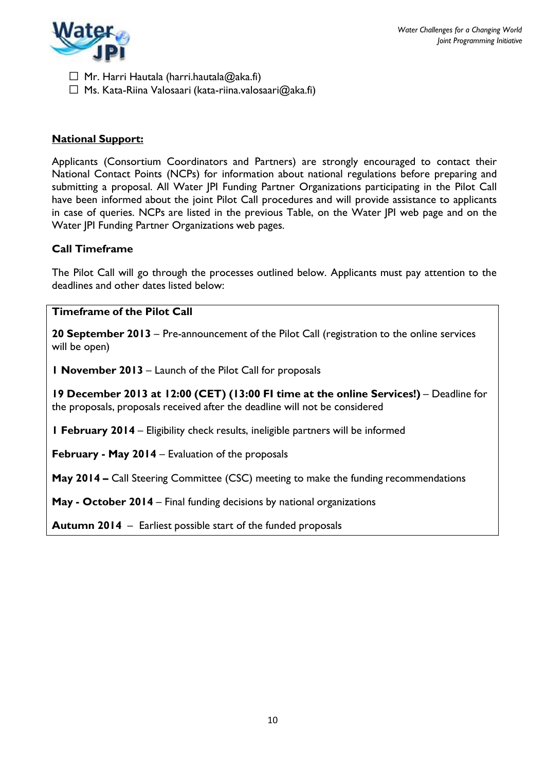- ☐ Mr. Harri Hautala (harri.hautala@aka.fi)
- ☐ Ms. Kata-Riina Valosaari (kata-riina.valosaari@aka.fi)

**National Support:**

Applicants (Consortium Coordinators and Partners) are strongly encouraged to contact their National Contact Points (NCPs) for information about national regulations before preparing and submitting a proposal. All Water JPI Funding Partner Organizations participating in the Pilot Call have been informed about the joint Pilot Call procedures and will provide assistance to applicants in case of queries. NCPs are listed in the previous Table, on the Water JPI web page and on the Water JPI Funding Partner Organizations web pages.

**Call Timeframe**

The Pilot Call will go through the processes outlined below. Applicants must pay attention to the deadlines and other dates listed below:

**Timeframe of the Pilot Call**

**20 September 2013** – Pre-announcement of the Pilot Call (registration to the online services will be open)

**1 November 2013** – Launch of the Pilot Call for proposals

**19 December 2013 at 12:00 (CET) (13:00 FI time at the online Services!)** – Deadline for the proposals, proposals received after the deadline will not be considered

**1 February 2014** – Eligibility check results, ineligible partners will be informed

**February - May 2014** – Evaluation of the proposals

**May 2014 –** Call Steering Committee (CSC) meeting to make the funding recommendations

**May - October 2014** – Final funding decisions by national organizations

**Autumn 2014** – Earliest possible start of the funded proposals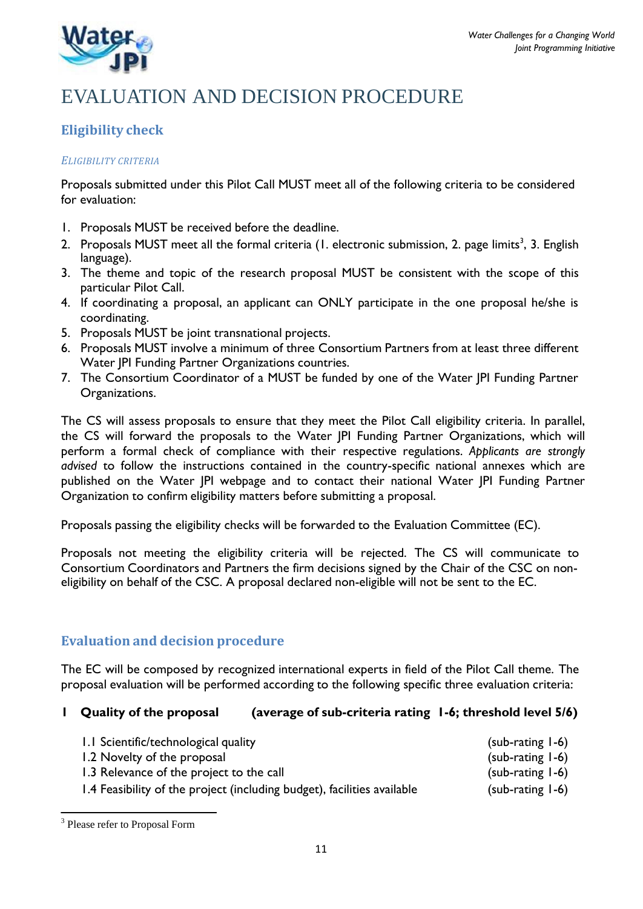# EVALUATION AND DECISION PROCEDURE

## Eligibility check

### *ELIGIBILITY CRITERIA*

Proposals submitted under this Pilot Call MUST meet all of the following criteria to be considered for evaluation:

1. Proposals MUST be received before the deadline.
2. Proposals MUST meet all the formal criteria (1. electronic submission, 2. page limits[3], 3. English language).
3. The theme and topic of the research proposal MUST be consistent with the scope of this particular Pilot Call.
4. If coordinating a proposal, an applicant can ONLY participate in the one proposal he/she is coordinating.
5. Proposals MUST be joint transnational projects.
6. Proposals MUST involve a minimum of three Consortium Partners from at least three different Water JPI Funding Partner Organizations countries.
7. The Consortium Coordinator of a MUST be funded by one of the Water JPI Funding Partner Organizations.

The CS will assess proposals to ensure that they meet the Pilot Call eligibility criteria. In parallel, the CS will forward the proposals to the Water JPI Funding Partner Organizations, which will perform a formal check of compliance with their respective regulations. *Applicants are strongly advised* to follow the instructions contained in the country-specific national annexes which are published on the Water JPI webpage and to contact their national Water JPI Funding Partner Organization to confirm eligibility matters before submitting a proposal.

Proposals passing the eligibility checks will be forwarded to the Evaluation Committee (EC).

Proposals not meeting the eligibility criteria will be rejected. The CS will communicate to Consortium Coordinators and Partners the firm decisions signed by the Chair of the CSC on non-eligibility on behalf of the CSC. A proposal declared non-eligible will not be sent to the EC.

## Evaluation and decision procedure

The EC will be composed by recognized international experts in field of the Pilot Call theme. The proposal evaluation will be performed according to the following specific three evaluation criteria:

**1 Quality of the proposal (average of sub-criteria rating 1-6; threshold level 5/6)**

| | |
|---|---|
| 1.1 Scientific/technological quality | (sub-rating 1-6) |
| 1.2 Novelty of the proposal | (sub-rating 1-6) |
| 1.3 Relevance of the project to the call | (sub-rating 1-6) |
| 1.4 Feasibility of the project (including budget), facilities available | (sub-rating 1-6) |

[3] Please refer to Proposal Form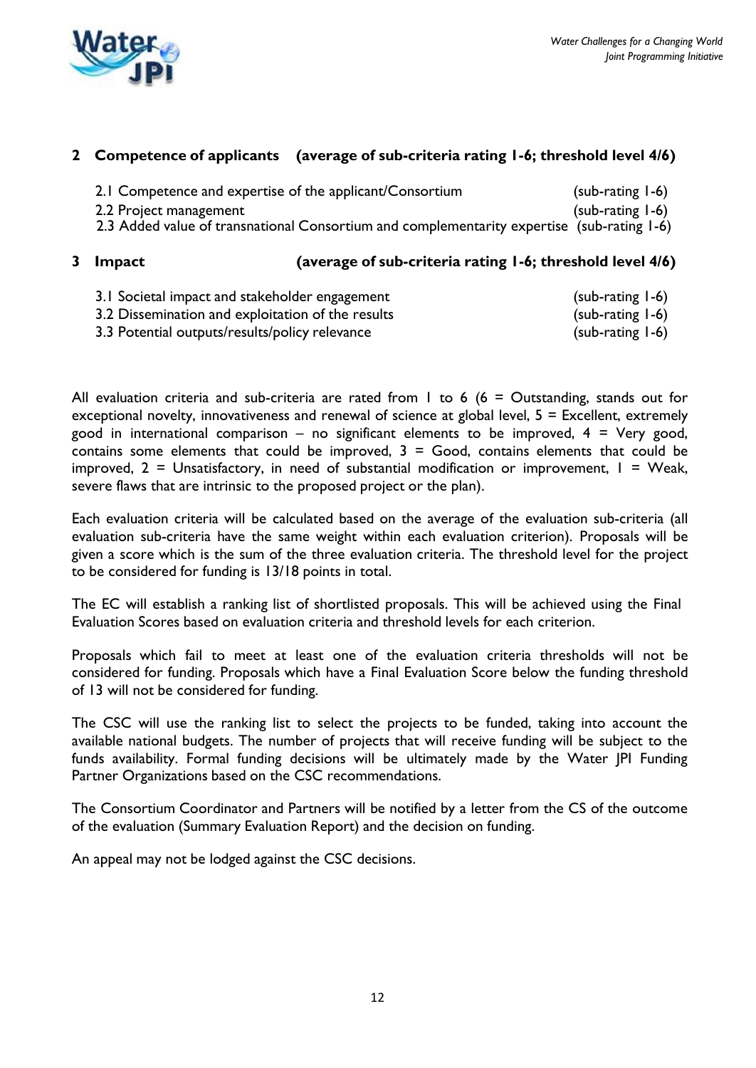## 2 Competence of applicants (average of sub-criteria rating 1-6; threshold level 4/6)

- 2.1 Competence and expertise of the applicant/Consortium (sub-rating 1-6)
- 2.2 Project management (sub-rating 1-6)
- 2.3 Added value of transnational Consortium and complementarity expertise (sub-rating 1-6)

## 3 Impact (average of sub-criteria rating 1-6; threshold level 4/6)

- 3.1 Societal impact and stakeholder engagement (sub-rating 1-6)
- 3.2 Dissemination and exploitation of the results (sub-rating 1-6)
- 3.3 Potential outputs/results/policy relevance (sub-rating 1-6)

All evaluation criteria and sub-criteria are rated from 1 to 6 (6 = Outstanding, stands out for exceptional novelty, innovativeness and renewal of science at global level, 5 = Excellent, extremely good in international comparison – no significant elements to be improved, 4 = Very good, contains some elements that could be improved, 3 = Good, contains elements that could be improved, 2 = Unsatisfactory, in need of substantial modification or improvement, 1 = Weak, severe flaws that are intrinsic to the proposed project or the plan).

Each evaluation criteria will be calculated based on the average of the evaluation sub-criteria (all evaluation sub-criteria have the same weight within each evaluation criterion). Proposals will be given a score which is the sum of the three evaluation criteria. The threshold level for the project to be considered for funding is 13/18 points in total.

The EC will establish a ranking list of shortlisted proposals. This will be achieved using the Final Evaluation Scores based on evaluation criteria and threshold levels for each criterion.

Proposals which fail to meet at least one of the evaluation criteria thresholds will not be considered for funding. Proposals which have a Final Evaluation Score below the funding threshold of 13 will not be considered for funding.

The CSC will use the ranking list to select the projects to be funded, taking into account the available national budgets. The number of projects that will receive funding will be subject to the funds availability. Formal funding decisions will be ultimately made by the Water JPI Funding Partner Organizations based on the CSC recommendations.

The Consortium Coordinator and Partners will be notified by a letter from the CS of the outcome of the evaluation (Summary Evaluation Report) and the decision on funding.

An appeal may not be lodged against the CSC decisions.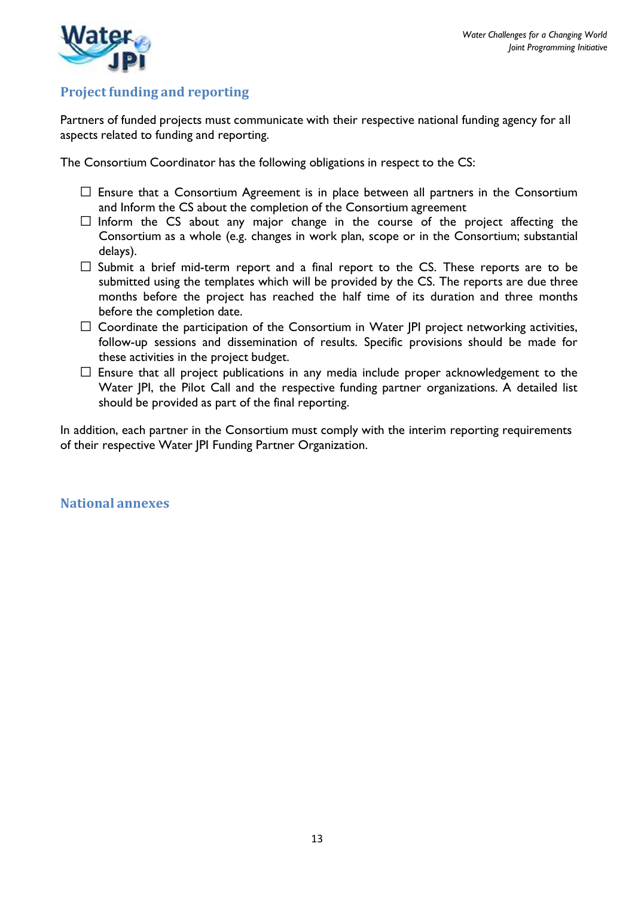## Project funding and reporting

Partners of funded projects must communicate with their respective national funding agency for all aspects related to funding and reporting.

The Consortium Coordinator has the following obligations in respect to the CS:

- ☐ Ensure that a Consortium Agreement is in place between all partners in the Consortium and Inform the CS about the completion of the Consortium agreement
- ☐ Inform the CS about any major change in the course of the project affecting the Consortium as a whole (e.g. changes in work plan, scope or in the Consortium; substantial delays).
- ☐ Submit a brief mid-term report and a final report to the CS. These reports are to be submitted using the templates which will be provided by the CS. The reports are due three months before the project has reached the half time of its duration and three months before the completion date.
- ☐ Coordinate the participation of the Consortium in Water JPI project networking activities, follow-up sessions and dissemination of results. Specific provisions should be made for these activities in the project budget.
- ☐ Ensure that all project publications in any media include proper acknowledgement to the Water JPI, the Pilot Call and the respective funding partner organizations. A detailed list should be provided as part of the final reporting.

In addition, each partner in the Consortium must comply with the interim reporting requirements of their respective Water JPI Funding Partner Organization.

## National annexes